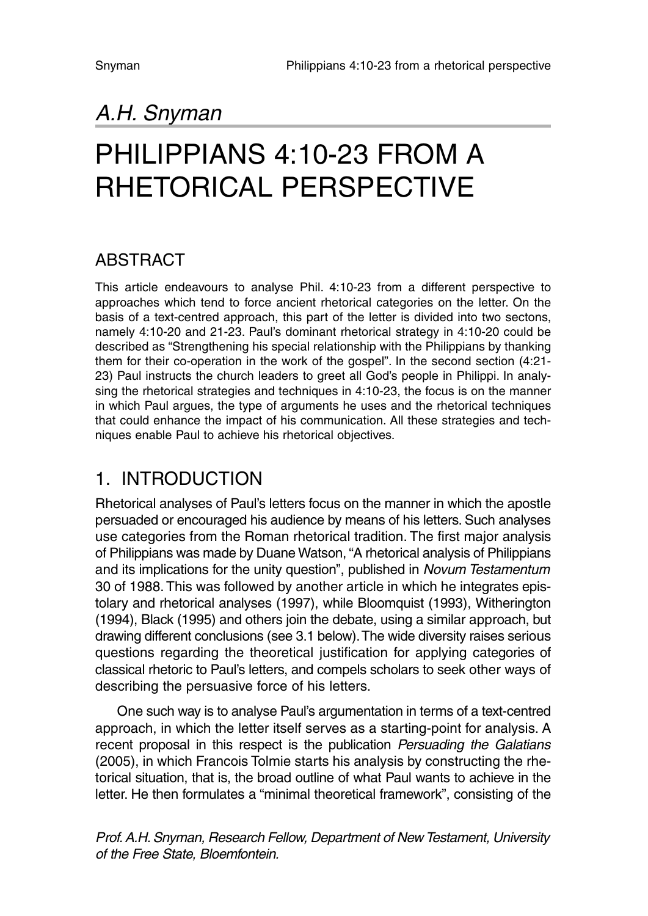*A.H. Snyman*

# PHILIPPIANS 4:10-23 FROM A RHETORICAL PERSPECTIVE

## ABSTRACT

This article endeavours to analyse Phil. 4:10-23 from a different perspective to approaches which tend to force ancient rhetorical categories on the letter. On the basis of a text-centred approach, this part of the letter is divided into two sectons, namely 4:10-20 and 21-23. Paul's dominant rhetorical strategy in 4:10-20 could be described as "Strengthening his special relationship with the Philippians by thanking them for their co-operation in the work of the gospel". In the second section (4:21-23) Paul instructs the church leaders to greet all God's people in Philippi. In analysing the rhetorical strategies and techniques in 4:10-23, the focus is on the manner in which Paul argues, the type of arguments he uses and the rhetorical techniques that could enhance the impact of his communication. All these strategies and techniques enable Paul to achieve his rhetorical objectives.

## 1. INTRODUCTION

Rhetorical analyses of Paul's letters focus on the manner in which the apostle persuaded or encouraged his audience by means of his letters. Such analyses use categories from the Roman rhetorical tradition. The first major analysis of Philippians was made by Duane Watson, "A rhetorical analysis of Philippians and its implications for the unity question", published in *Novum Testamentum* 30 of 1988. This was followed by another article in which he integrates epistolary and rhetorical analyses (1997), while Bloomquist (1993), Witherington (1994), Black (1995) and others join the debate, using a similar approach, but drawing different conclusions (see 3.1 below). The wide diversity raises serious questions regarding the theoretical justification for applying categories of classical rhetoric to Paul's letters, and compels scholars to seek other ways of describing the persuasive force of his letters.

One such way is to analyse Paul's argumentation in terms of a text-centred approach, in which the letter itself serves as a starting-point for analysis. A recent proposal in this respect is the publication *Persuading the Galatians* (2005), in which Francois Tolmie starts his analysis by constructing the rhetorical situation, that is, the broad outline of what Paul wants to achieve in the letter. He then formulates a "minimal theoretical framework", consisting of the

*Prof. A.H. Snyman, Research Fellow, Department of New Testament, University of the Free State, Bloemfontein.*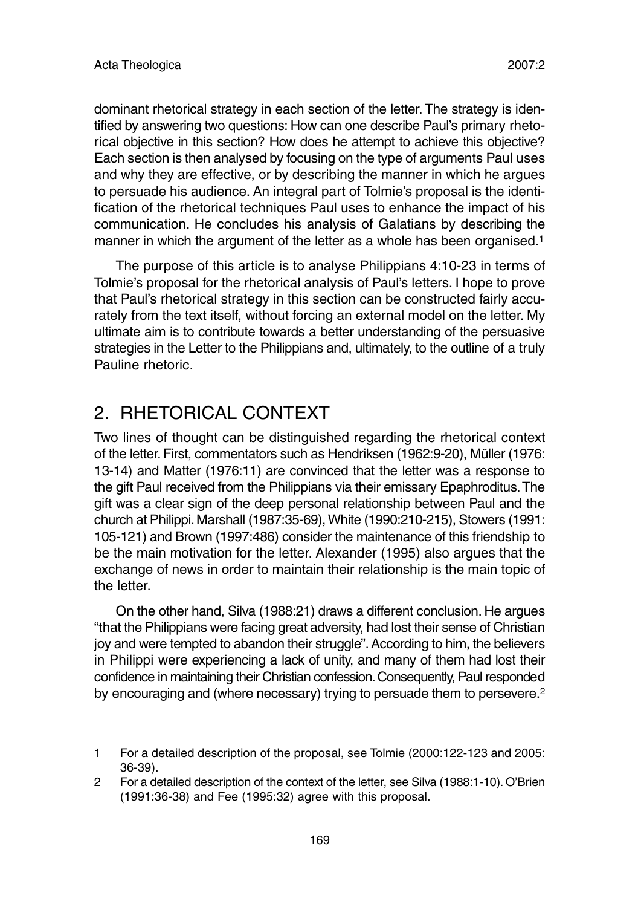dominant rhetorical strategy in each section of the letter. The strategy is identified by answering two questions: How can one describe Paul's primary rhetorical objective in this section? How does he attempt to achieve this objective? Each section is then analysed by focusing on the type of arguments Paul uses and why they are effective, or by describing the manner in which he argues to persuade his audience. An integral part of Tolmie's proposal is the identification of the rhetorical techniques Paul uses to enhance the impact of his communication. He concludes his analysis of Galatians by describing the manner in which the argument of the letter as a whole has been organised.[1]

The purpose of this article is to analyse Philippians 4:10-23 in terms of Tolmie's proposal for the rhetorical analysis of Paul's letters. I hope to prove that Paul's rhetorical strategy in this section can be constructed fairly accurately from the text itself, without forcing an external model on the letter. My ultimate aim is to contribute towards a better understanding of the persuasive strategies in the Letter to the Philippians and, ultimately, to the outline of a truly Pauline rhetoric.

## 2. RHETORICAL CONTEXT

Two lines of thought can be distinguished regarding the rhetorical context of the letter. First, commentators such as Hendriksen (1962:9-20), Müller (1976: 13-14) and Matter (1976:11) are convinced that the letter was a response to the gift Paul received from the Philippians via their emissary Epaphroditus. The gift was a clear sign of the deep personal relationship between Paul and the church at Philippi. Marshall (1987:35-69), White (1990:210-215), Stowers (1991: 105-121) and Brown (1997:486) consider the maintenance of this friendship to be the main motivation for the letter. Alexander (1995) also argues that the exchange of news in order to maintain their relationship is the main topic of the letter.

On the other hand, Silva (1988:21) draws a different conclusion. He argues "that the Philippians were facing great adversity, had lost their sense of Christian joy and were tempted to abandon their struggle". According to him, the believers in Philippi were experiencing a lack of unity, and many of them had lost their confidence in maintaining their Christian confession. Consequently, Paul responded by encouraging and (where necessary) trying to persuade them to persevere.[2]

---

1 For a detailed description of the proposal, see Tolmie (2000:122-123 and 2005: 36-39).

2 For a detailed description of the context of the letter, see Silva (1988:1-10). O'Brien (1991:36-38) and Fee (1995:32) agree with this proposal.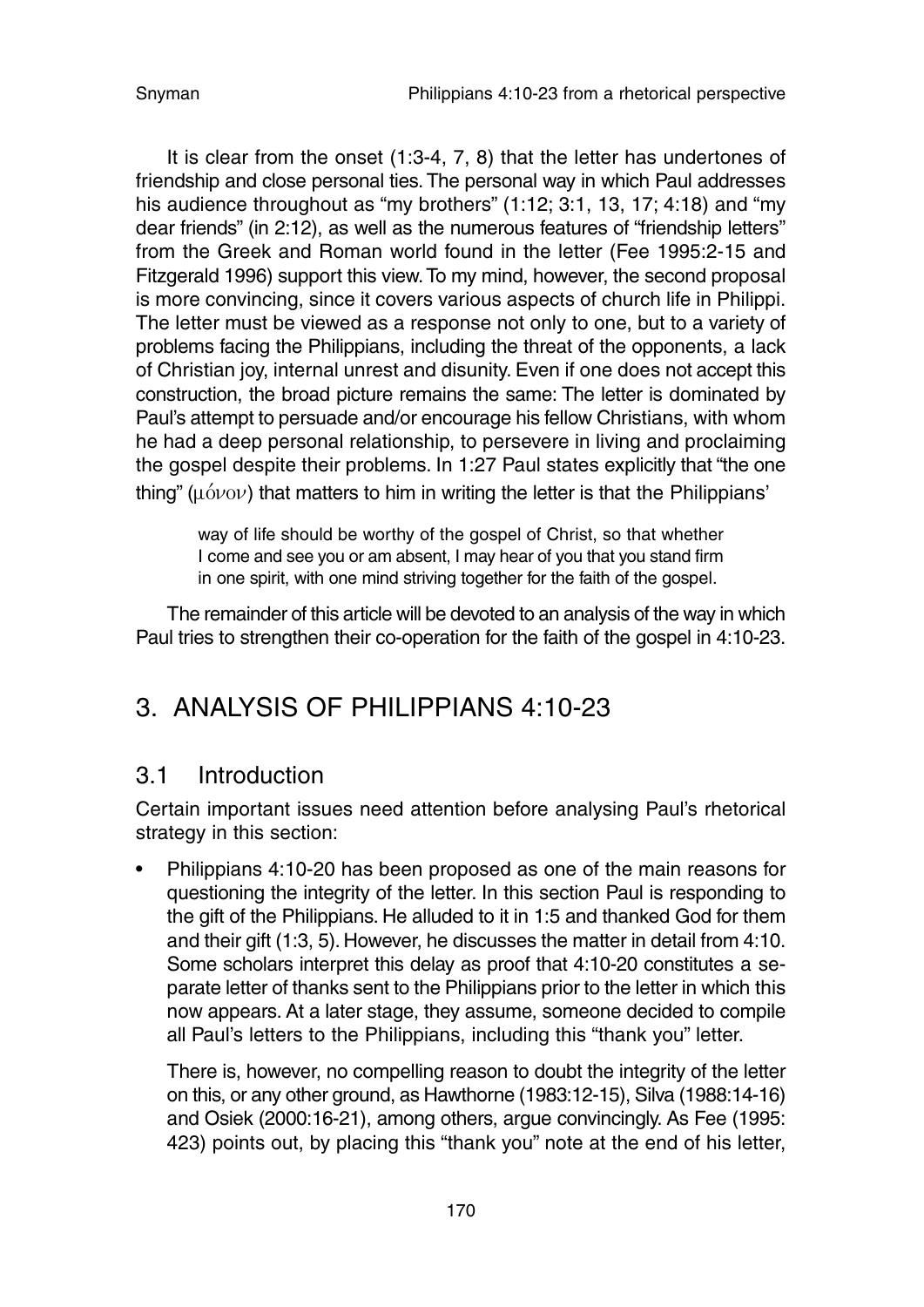It is clear from the onset (1:3-4, 7, 8) that the letter has undertones of friendship and close personal ties. The personal way in which Paul addresses his audience throughout as "my brothers" (1:12; 3:1, 13, 17; 4:18) and "my dear friends" (in 2:12), as well as the numerous features of "friendship letters" from the Greek and Roman world found in the letter (Fee 1995:2-15 and Fitzgerald 1996) support this view. To my mind, however, the second proposal is more convincing, since it covers various aspects of church life in Philippi. The letter must be viewed as a response not only to one, but to a variety of problems facing the Philippians, including the threat of the opponents, a lack of Christian joy, internal unrest and disunity. Even if one does not accept this construction, the broad picture remains the same: The letter is dominated by Paul's attempt to persuade and/or encourage his fellow Christians, with whom he had a deep personal relationship, to persevere in living and proclaiming the gospel despite their problems. In 1:27 Paul states explicitly that "the one thing" (μόνον) that matters to him in writing the letter is that the Philippians'

> way of life should be worthy of the gospel of Christ, so that whether I come and see you or am absent, I may hear of you that you stand firm in one spirit, with one mind striving together for the faith of the gospel.

The remainder of this article will be devoted to an analysis of the way in which Paul tries to strengthen their co-operation for the faith of the gospel in 4:10-23.

## 3. ANALYSIS OF PHILIPPIANS 4:10-23

### 3.1 Introduction

Certain important issues need attention before analysing Paul's rhetorical strategy in this section:

- Philippians 4:10-20 has been proposed as one of the main reasons for questioning the integrity of the letter. In this section Paul is responding to the gift of the Philippians. He alluded to it in 1:5 and thanked God for them and their gift (1:3, 5). However, he discusses the matter in detail from 4:10. Some scholars interpret this delay as proof that 4:10-20 constitutes a separate letter of thanks sent to the Philippians prior to the letter in which this now appears. At a later stage, they assume, someone decided to compile all Paul's letters to the Philippians, including this "thank you" letter.

  There is, however, no compelling reason to doubt the integrity of the letter on this, or any other ground, as Hawthorne (1983:12-15), Silva (1988:14-16) and Osiek (2000:16-21), among others, argue convincingly. As Fee (1995: 423) points out, by placing this "thank you" note at the end of his letter,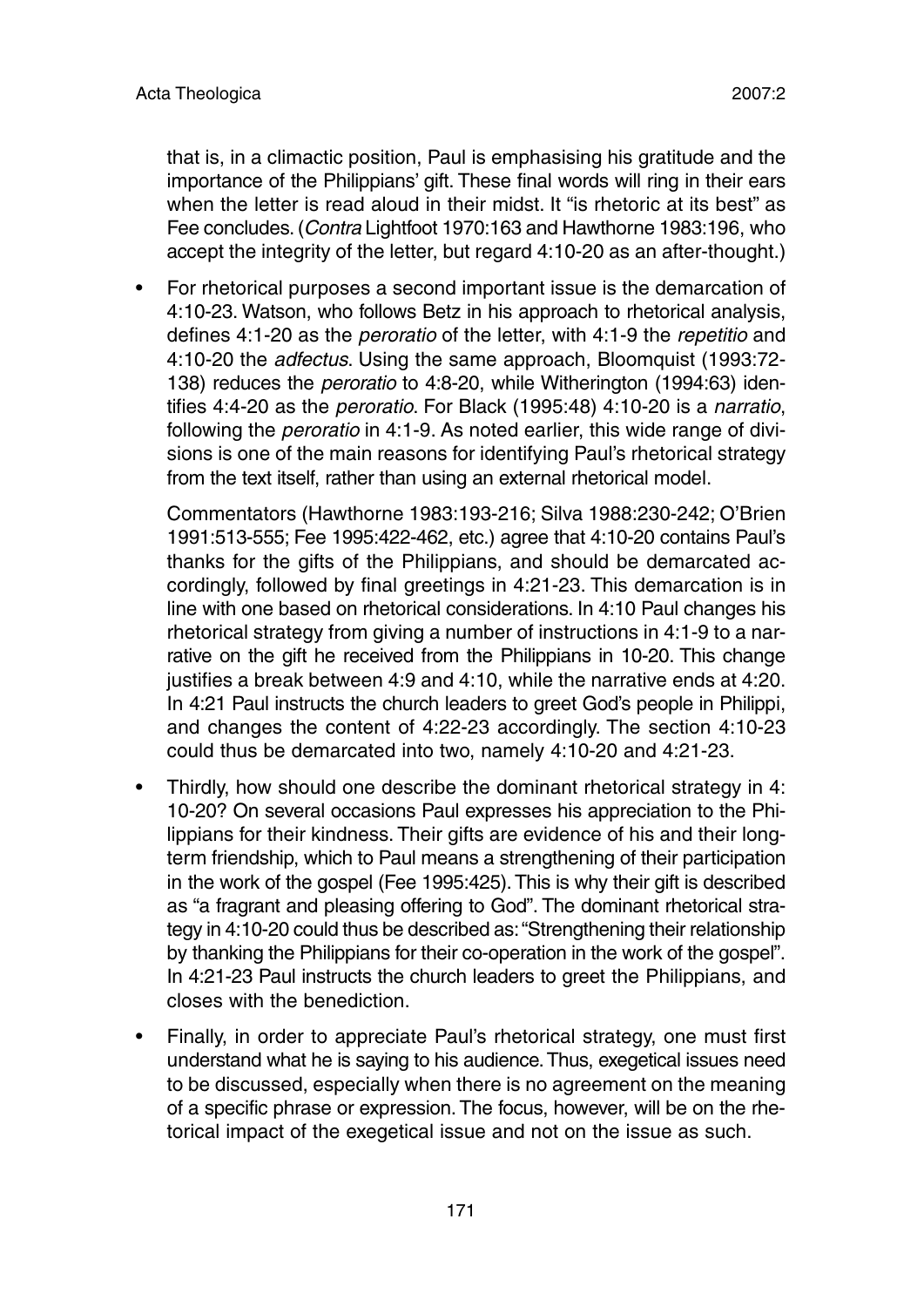that is, in a climactic position, Paul is emphasising his gratitude and the importance of the Philippians' gift. These final words will ring in their ears when the letter is read aloud in their midst. It "is rhetoric at its best" as Fee concludes. (*Contra* Lightfoot 1970:163 and Hawthorne 1983:196, who accept the integrity of the letter, but regard 4:10-20 as an after-thought.)

- For rhetorical purposes a second important issue is the demarcation of 4:10-23. Watson, who follows Betz in his approach to rhetorical analysis, defines 4:1-20 as the *peroratio* of the letter, with 4:1-9 the *repetitio* and 4:10-20 the *adfectus*. Using the same approach, Bloomquist (1993:72-138) reduces the *peroratio* to 4:8-20, while Witherington (1994:63) identifies 4:4-20 as the *peroratio*. For Black (1995:48) 4:10-20 is a *narratio*, following the *peroratio* in 4:1-9. As noted earlier, this wide range of divisions is one of the main reasons for identifying Paul's rhetorical strategy from the text itself, rather than using an external rhetorical model.

  Commentators (Hawthorne 1983:193-216; Silva 1988:230-242; O'Brien 1991:513-555; Fee 1995:422-462, etc.) agree that 4:10-20 contains Paul's thanks for the gifts of the Philippians, and should be demarcated accordingly, followed by final greetings in 4:21-23. This demarcation is in line with one based on rhetorical considerations. In 4:10 Paul changes his rhetorical strategy from giving a number of instructions in 4:1-9 to a narrative on the gift he received from the Philippians in 10-20. This change justifies a break between 4:9 and 4:10, while the narrative ends at 4:20. In 4:21 Paul instructs the church leaders to greet God's people in Philippi, and changes the content of 4:22-23 accordingly. The section 4:10-23 could thus be demarcated into two, namely 4:10-20 and 4:21-23.

- Thirdly, how should one describe the dominant rhetorical strategy in 4:10-20? On several occasions Paul expresses his appreciation to the Philippians for their kindness. Their gifts are evidence of his and their long-term friendship, which to Paul means a strengthening of their participation in the work of the gospel (Fee 1995:425). This is why their gift is described as "a fragrant and pleasing offering to God". The dominant rhetorical strategy in 4:10-20 could thus be described as: "Strengthening their relationship by thanking the Philippians for their co-operation in the work of the gospel". In 4:21-23 Paul instructs the church leaders to greet the Philippians, and closes with the benediction.

- Finally, in order to appreciate Paul's rhetorical strategy, one must first understand what he is saying to his audience. Thus, exegetical issues need to be discussed, especially when there is no agreement on the meaning of a specific phrase or expression. The focus, however, will be on the rhetorical impact of the exegetical issue and not on the issue as such.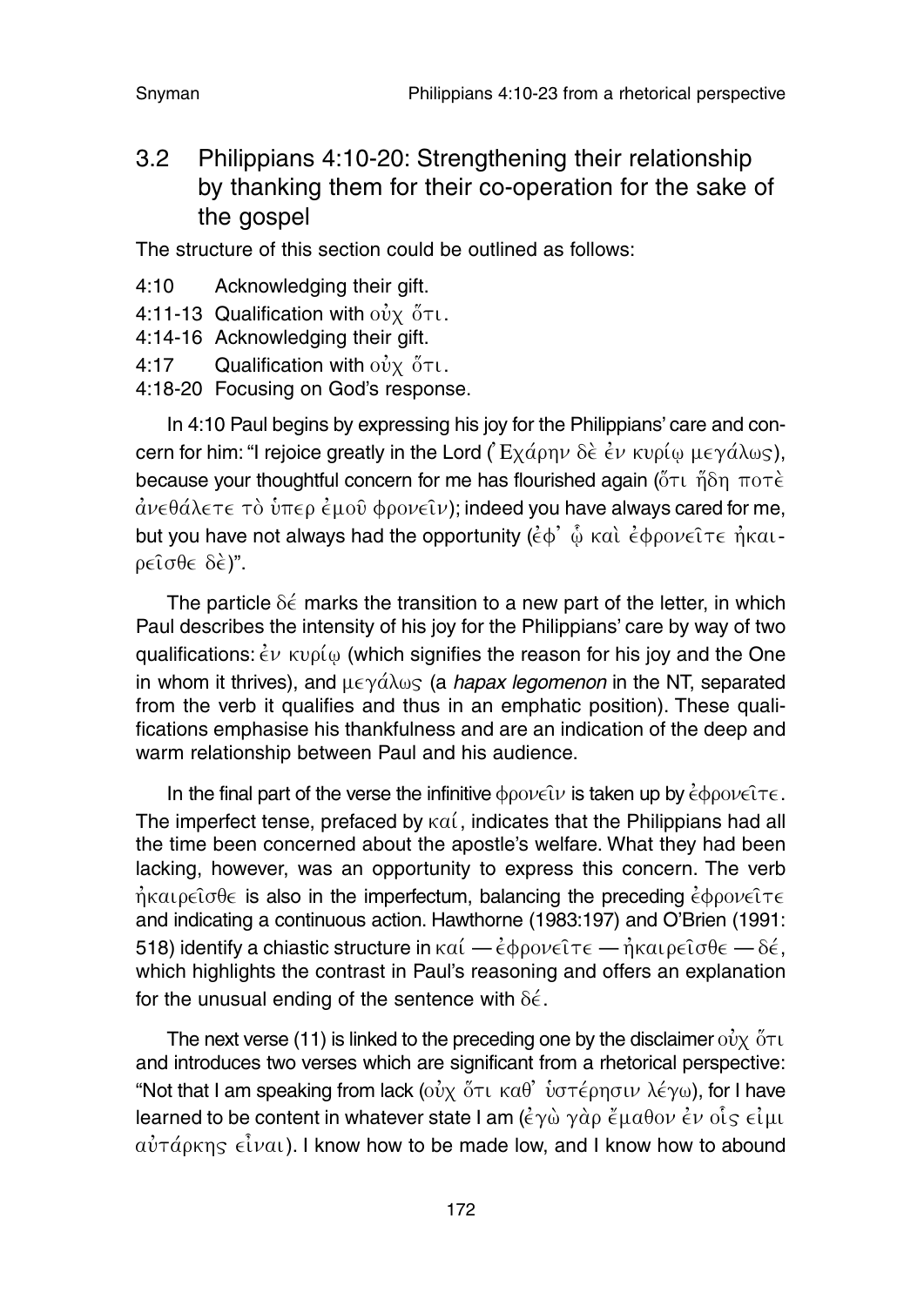### 3.2 Philippians 4:10-20: Strengthening their relationship by thanking them for their co-operation for the sake of the gospel

The structure of this section could be outlined as follows:

- 4:10 Acknowledging their gift.
- 4:11-13 Qualification with οὐχ ὅτι.
- 4:14-16 Acknowledging their gift.
- 4:17 Qualification with οὐχ ὅτι.
- 4:18-20 Focusing on God's response.

In 4:10 Paul begins by expressing his joy for the Philippians' care and concern for him: "I rejoice greatly in the Lord (Ἐχάρην δὲ ἐν κυρίῳ μεγάλως), because your thoughtful concern for me has flourished again (ὅτι ἤδη ποτὲ ἀνεθάλετε τὸ ὑπερ ἐμοῦ φρονεῖν); indeed you have always cared for me, but you have not always had the opportunity (ἐφ' ᾧ καὶ ἐφρονεῖτε ἠκαιρεῖσθε δὲ)".

The particle δέ marks the transition to a new part of the letter, in which Paul describes the intensity of his joy for the Philippians' care by way of two qualifications: ἐν κυρίῳ (which signifies the reason for his joy and the One in whom it thrives), and μεγάλως (a *hapax legomenon* in the NT, separated from the verb it qualifies and thus in an emphatic position). These qualifications emphasise his thankfulness and are an indication of the deep and warm relationship between Paul and his audience.

In the final part of the verse the infinitive φρονεῖν is taken up by ἐφρονεῖτε. The imperfect tense, prefaced by καί, indicates that the Philippians had all the time been concerned about the apostle's welfare. What they had been lacking, however, was an opportunity to express this concern. The verb ἠκαιρεῖσθε is also in the imperfectum, balancing the preceding ἐφρονεῖτε and indicating a continuous action. Hawthorne (1983:197) and O'Brien (1991: 518) identify a chiastic structure in καί — ἐφρονεῖτε — ἠκαιρεῖσθε — δέ, which highlights the contrast in Paul's reasoning and offers an explanation for the unusual ending of the sentence with δέ.

The next verse (11) is linked to the preceding one by the disclaimer οὐχ ὅτι and introduces two verses which are significant from a rhetorical perspective: "Not that I am speaking from lack (οὐχ ὅτι καθ' ὑστέρησιν λέγω), for I have learned to be content in whatever state I am (ἐγὼ γὰρ ἔμαθον ἐν οἷς εἰμι αὐτάρκης εἶναι). I know how to be made low, and I know how to abound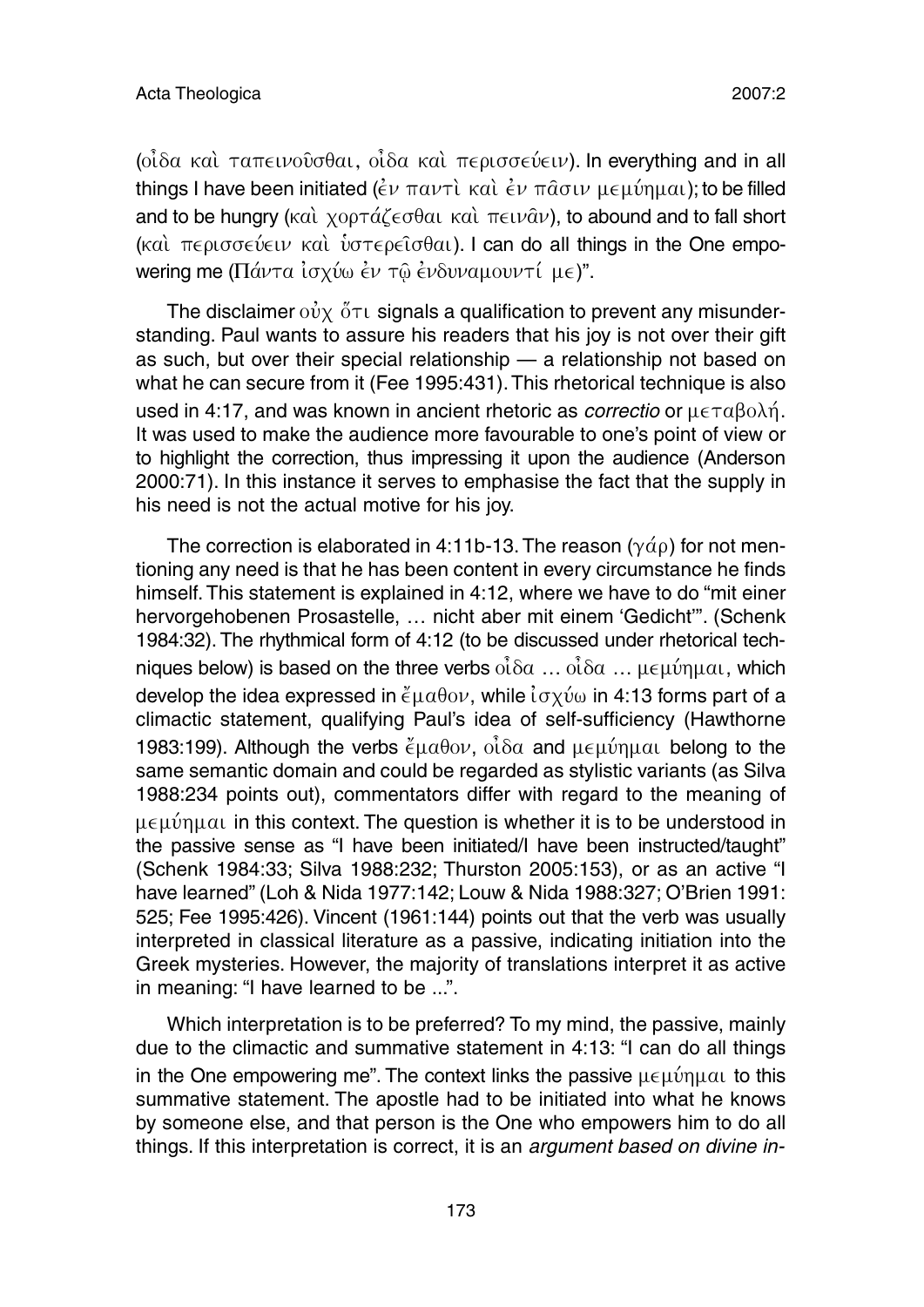(οἶδα καὶ ταπεινοῦσθαι, οἶδα καὶ περισσεύειν). In everything and in all things I have been initiated (ἐν παντὶ καὶ ἐν πᾶσιν μεμύημαι); to be filled and to be hungry (καὶ χορτάζεσθαι καὶ πεινᾶν), to abound and to fall short (καὶ περισσεύειν καὶ ὑστερεῖσθαι). I can do all things in the One empowering me (Πάντα ἰσχύω ἐν τῷ ἐνδυναμουντί με)".

The disclaimer οὐχ ὅτι signals a qualification to prevent any misunderstanding. Paul wants to assure his readers that his joy is not over their gift as such, but over their special relationship — a relationship not based on what he can secure from it (Fee 1995:431). This rhetorical technique is also used in 4:17, and was known in ancient rhetoric as *correctio* or μεταβολή. It was used to make the audience more favourable to one's point of view or to highlight the correction, thus impressing it upon the audience (Anderson 2000:71). In this instance it serves to emphasise the fact that the supply in his need is not the actual motive for his joy.

The correction is elaborated in 4:11b-13. The reason (γάρ) for not mentioning any need is that he has been content in every circumstance he finds himself. This statement is explained in 4:12, where we have to do "mit einer hervorgehobenen Prosastelle, … nicht aber mit einem 'Gedicht'". (Schenk 1984:32). The rhythmical form of 4:12 (to be discussed under rhetorical techniques below) is based on the three verbs οἶδα … οἶδα … μεμύημαι, which develop the idea expressed in ἔμαθον, while ἰσχύω in 4:13 forms part of a climactic statement, qualifying Paul's idea of self-sufficiency (Hawthorne 1983:199). Although the verbs ἔμαθον, οἶδα and μεμύημαι belong to the same semantic domain and could be regarded as stylistic variants (as Silva 1988:234 points out), commentators differ with regard to the meaning of μεμύημαι in this context. The question is whether it is to be understood in the passive sense as "I have been initiated/I have been instructed/taught" (Schenk 1984:33; Silva 1988:232; Thurston 2005:153), or as an active "I have learned" (Loh & Nida 1977:142; Louw & Nida 1988:327; O'Brien 1991: 525; Fee 1995:426). Vincent (1961:144) points out that the verb was usually interpreted in classical literature as a passive, indicating initiation into the Greek mysteries. However, the majority of translations interpret it as active in meaning: "I have learned to be ...".

Which interpretation is to be preferred? To my mind, the passive, mainly due to the climactic and summative statement in 4:13: "I can do all things in the One empowering me". The context links the passive μεμύημαι to this summative statement. The apostle had to be initiated into what he knows by someone else, and that person is the One who empowers him to do all things. If this interpretation is correct, it is an *argument based on divine in-*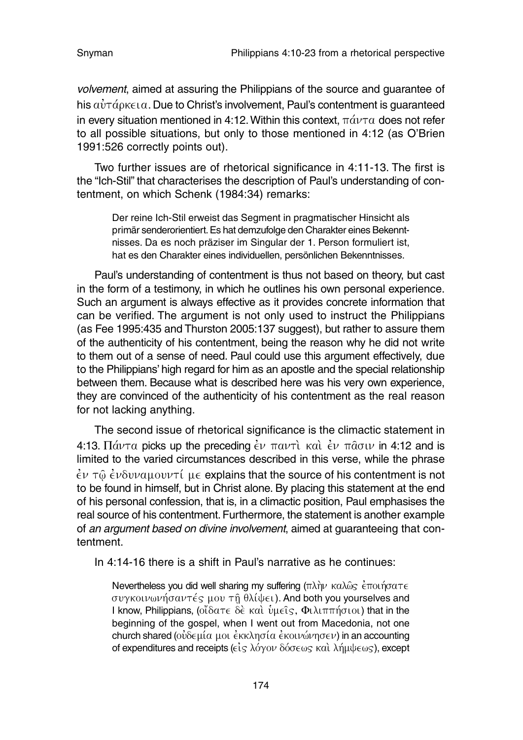*volvement*, aimed at assuring the Philippians of the source and guarantee of his αὐτάρκεια. Due to Christ's involvement, Paul's contentment is guaranteed in every situation mentioned in 4:12. Within this context, πάντα does not refer to all possible situations, but only to those mentioned in 4:12 (as O'Brien 1991:526 correctly points out).

Two further issues are of rhetorical significance in 4:11-13. The first is the "Ich-Stil" that characterises the description of Paul's understanding of contentment, on which Schenk (1984:34) remarks:

> Der reine Ich-Stil erweist das Segment in pragmatischer Hinsicht als primär senderorientiert. Es hat demzufolge den Charakter eines Bekenntnisses. Da es noch präziser im Singular der 1. Person formuliert ist, hat es den Charakter eines individuellen, persönlichen Bekenntnisses.

Paul's understanding of contentment is thus not based on theory, but cast in the form of a testimony, in which he outlines his own personal experience. Such an argument is always effective as it provides concrete information that can be verified. The argument is not only used to instruct the Philippians (as Fee 1995:435 and Thurston 2005:137 suggest), but rather to assure them of the authenticity of his contentment, being the reason why he did not write to them out of a sense of need. Paul could use this argument effectively, due to the Philippians' high regard for him as an apostle and the special relationship between them. Because what is described here was his very own experience, they are convinced of the authenticity of his contentment as the real reason for not lacking anything.

The second issue of rhetorical significance is the climactic statement in 4:13. Πάντα picks up the preceding ἐν παντὶ καὶ ἐν πᾶσιν in 4:12 and is limited to the varied circumstances described in this verse, while the phrase ἐν τῷ ἐνδυναμοῦντί με explains that the source of his contentment is not to be found in himself, but in Christ alone. By placing this statement at the end of his personal confession, that is, in a climactic position, Paul emphasises the real source of his contentment. Furthermore, the statement is another example of *an argument based on divine involvement*, aimed at guaranteeing that contentment.

In 4:14-16 there is a shift in Paul's narrative as he continues:

> Nevertheless you did well sharing my suffering (πλὴν καλῶς ἐποιήσατε συγκοινωνήσαντές μου τῇ θλίψει). And both you yourselves and I know, Philippians, (οἴδατε δὲ καὶ ὑμεῖς, Φιλιππήσιοι) that in the beginning of the gospel, when I went out from Macedonia, not one church shared (οὐδεμία μοι ἐκκλησία ἐκοινώνησεν) in an accounting of expenditures and receipts (εἰς λόγον δόσεως καὶ λήμψεως), except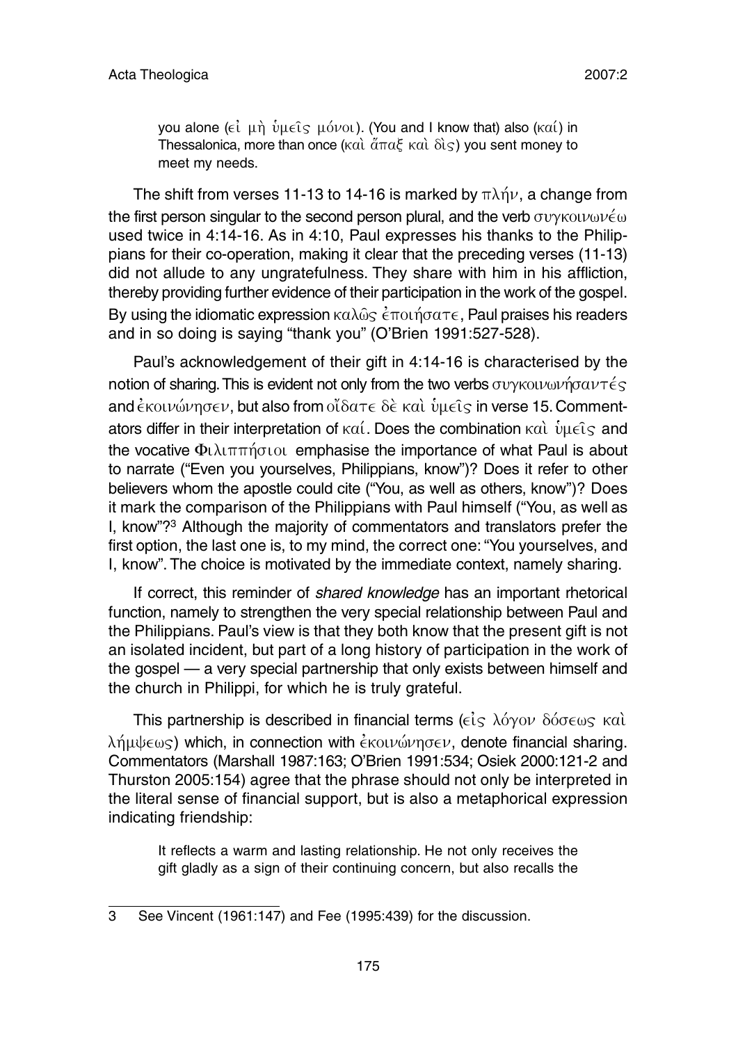> you alone (εἰ μὴ ὑμεῖς μόνοι). (You and I know that) also (καί) in Thessalonica, more than once (καὶ ἅπαξ καὶ δὶς) you sent money to meet my needs.

The shift from verses 11-13 to 14-16 is marked by πλήν, a change from the first person singular to the second person plural, and the verb συγκοινωνέω used twice in 4:14-16. As in 4:10, Paul expresses his thanks to the Philippians for their co-operation, making it clear that the preceding verses (11-13) did not allude to any ungratefulness. They share with him in his affliction, thereby providing further evidence of their participation in the work of the gospel. By using the idiomatic expression καλῶς ἐποιήσατε, Paul praises his readers and in so doing is saying "thank you" (O'Brien 1991:527-528).

Paul's acknowledgement of their gift in 4:14-16 is characterised by the notion of sharing. This is evident not only from the two verbs συγκοινωνήσαντές and ἐκοινώνησεν, but also from οἴδατε δὲ καὶ ὑμεῖς in verse 15. Commentators differ in their interpretation of καί. Does the combination καὶ ὑμεῖς and the vocative Φιλιππήσιοι emphasise the importance of what Paul is about to narrate ("Even you yourselves, Philippians, know")? Does it refer to other believers whom the apostle could cite ("You, as well as others, know")? Does it mark the comparison of the Philippians with Paul himself ("You, as well as I, know"?[3] Although the majority of commentators and translators prefer the first option, the last one is, to my mind, the correct one: "You yourselves, and I, know". The choice is motivated by the immediate context, namely sharing.

If correct, this reminder of *shared knowledge* has an important rhetorical function, namely to strengthen the very special relationship between Paul and the Philippians. Paul's view is that they both know that the present gift is not an isolated incident, but part of a long history of participation in the work of the gospel — a very special partnership that only exists between himself and the church in Philippi, for which he is truly grateful.

This partnership is described in financial terms (εἰς λόγον δόσεως καὶ λήμψεως) which, in connection with ἐκοινώνησεν, denote financial sharing. Commentators (Marshall 1987:163; O'Brien 1991:534; Osiek 2000:121-2 and Thurston 2005:154) agree that the phrase should not only be interpreted in the literal sense of financial support, but is also a metaphorical expression indicating friendship:

> It reflects a warm and lasting relationship. He not only receives the gift gladly as a sign of their continuing concern, but also recalls the

---

3 See Vincent (1961:147) and Fee (1995:439) for the discussion.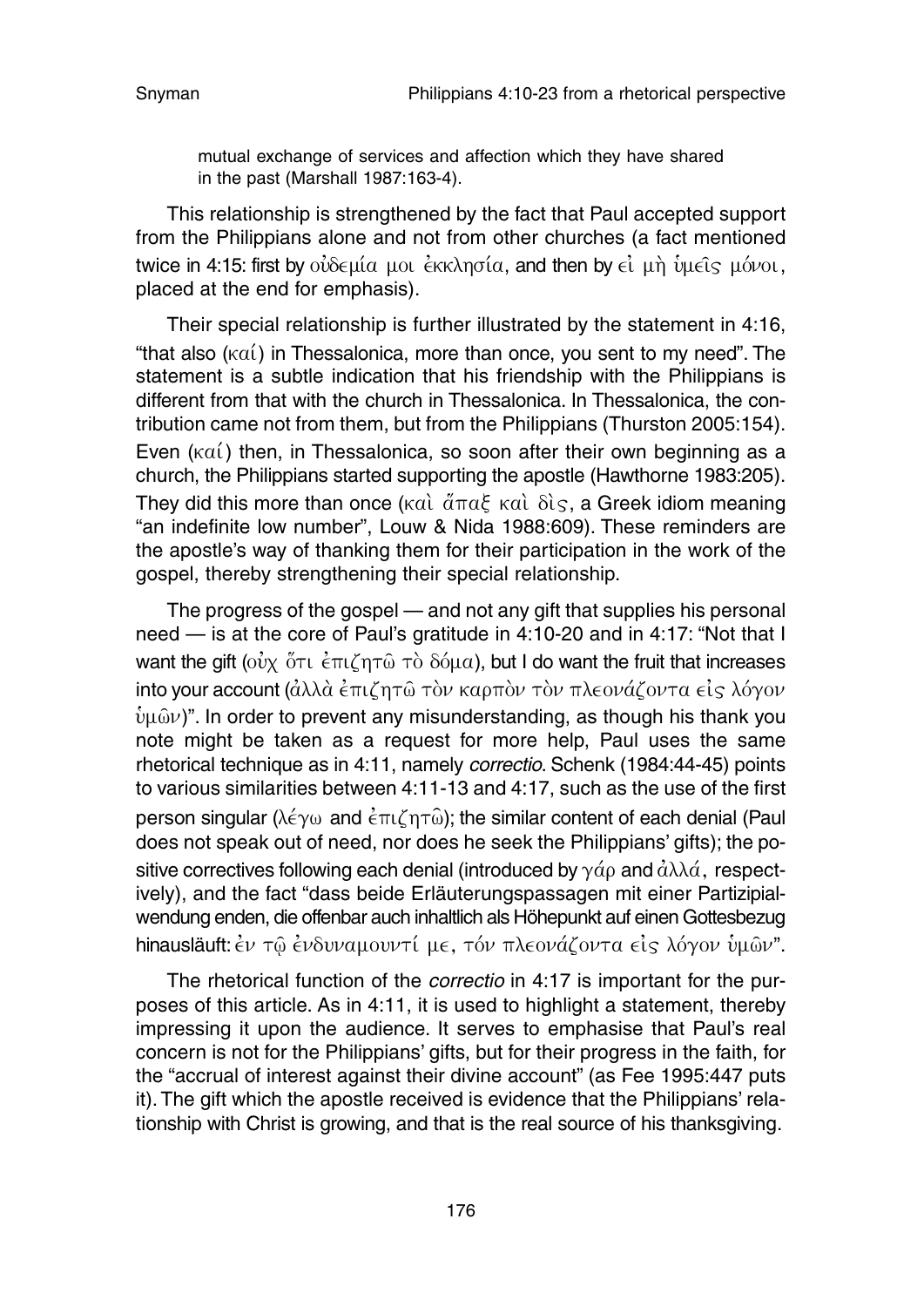mutual exchange of services and affection which they have shared in the past (Marshall 1987:163-4).

This relationship is strengthened by the fact that Paul accepted support from the Philippians alone and not from other churches (a fact mentioned twice in 4:15: first by οὐδεμία μοι ἐκκλησία, and then by εἰ μὴ ὑμεῖς μόνοι, placed at the end for emphasis).

Their special relationship is further illustrated by the statement in 4:16, "that also (καί) in Thessalonica, more than once, you sent to my need". The statement is a subtle indication that his friendship with the Philippians is different from that with the church in Thessalonica. In Thessalonica, the contribution came not from them, but from the Philippians (Thurston 2005:154). Even (καί) then, in Thessalonica, so soon after their own beginning as a church, the Philippians started supporting the apostle (Hawthorne 1983:205). They did this more than once (καὶ ἅπαξ καὶ δὶς, a Greek idiom meaning "an indefinite low number", Louw & Nida 1988:609). These reminders are the apostle's way of thanking them for their participation in the work of the gospel, thereby strengthening their special relationship.

The progress of the gospel — and not any gift that supplies his personal need — is at the core of Paul's gratitude in 4:10-20 and in 4:17: "Not that I want the gift (οὐχ ὅτι ἐπιζητῶ τὸ δόμα), but I do want the fruit that increases into your account (ἀλλὰ ἐπιζητῶ τὸν καρπὸν τὸν πλεονάζοντα εἰς λόγον ὑμῶν)". In order to prevent any misunderstanding, as though his thank you note might be taken as a request for more help, Paul uses the same rhetorical technique as in 4:11, namely *correctio*. Schenk (1984:44-45) points to various similarities between 4:11-13 and 4:17, such as the use of the first person singular (λέγω and ἐπιζητῶ); the similar content of each denial (Paul does not speak out of need, nor does he seek the Philippians' gifts); the positive correctives following each denial (introduced by γάρ and ἀλλά, respectively), and the fact "dass beide Erläuterungspassagen mit einer Partizipialwendung enden, die offenbar auch inhaltlich als Höhepunkt auf einen Gottesbezug hinausläuft: ἐν τῷ ἐνδυναμοῦντί με, τόν πλεονάζοντα εἰς λόγον ὑμῶν".

The rhetorical function of the *correctio* in 4:17 is important for the purposes of this article. As in 4:11, it is used to highlight a statement, thereby impressing it upon the audience. It serves to emphasise that Paul's real concern is not for the Philippians' gifts, but for their progress in the faith, for the "accrual of interest against their divine account" (as Fee 1995:447 puts it). The gift which the apostle received is evidence that the Philippians' relationship with Christ is growing, and that is the real source of his thanksgiving.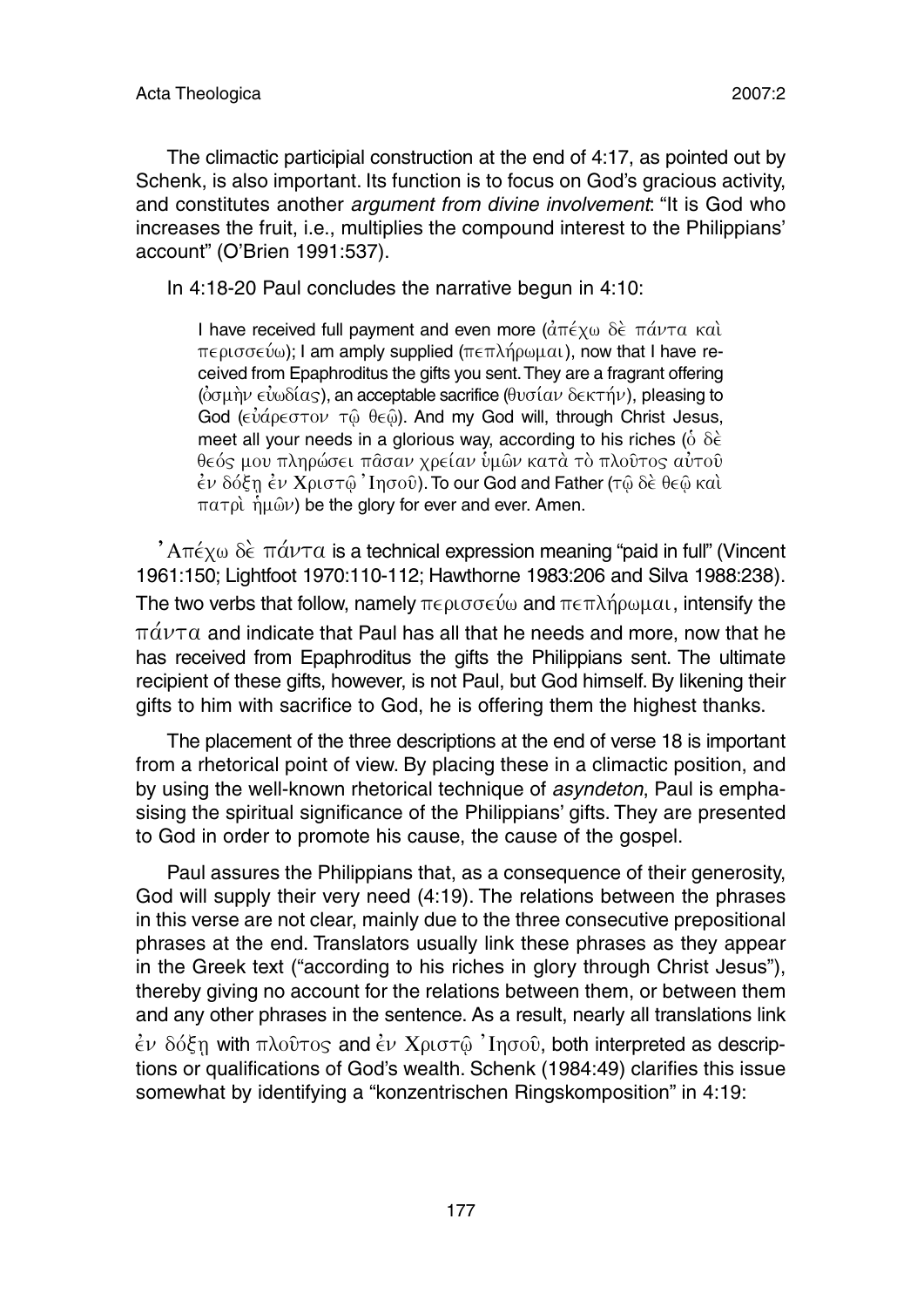The climactic participial construction at the end of 4:17, as pointed out by Schenk, is also important. Its function is to focus on God's gracious activity, and constitutes another *argument from divine involvement*: "It is God who increases the fruit, i.e., multiplies the compound interest to the Philippians' account" (O'Brien 1991:537).

In 4:18-20 Paul concludes the narrative begun in 4:10:

> I have received full payment and even more (ἀπέχω δὲ πάντα καὶ περισσεύω); I am amply supplied (πεπλήρωμαι), now that I have received from Epaphroditus the gifts you sent. They are a fragrant offering (ὀσμὴν εὐωδίας), an acceptable sacrifice (θυσίαν δεκτήν), pleasing to God (εὐάρεστον τῷ θεῷ). And my God will, through Christ Jesus, meet all your needs in a glorious way, according to his riches (ὁ δὲ θεός μου πληρώσει πᾶσαν χρείαν ὑμῶν κατὰ τὸ πλοῦτος αὐτοῦ ἐν δόξῃ ἐν Χριστῷ Ἰησοῦ). To our God and Father (τῷ δὲ θεῷ καὶ πατρὶ ἡμῶν) be the glory for ever and ever. Amen.

Ἀπέχω δὲ πάντα is a technical expression meaning "paid in full" (Vincent 1961:150; Lightfoot 1970:110-112; Hawthorne 1983:206 and Silva 1988:238). The two verbs that follow, namely περισσεύω and πεπλήρωμαι, intensify the πάντα and indicate that Paul has all that he needs and more, now that he has received from Epaphroditus the gifts the Philippians sent. The ultimate recipient of these gifts, however, is not Paul, but God himself. By likening their gifts to him with sacrifice to God, he is offering them the highest thanks.

The placement of the three descriptions at the end of verse 18 is important from a rhetorical point of view. By placing these in a climactic position, and by using the well-known rhetorical technique of *asyndeton*, Paul is emphasising the spiritual significance of the Philippians' gifts. They are presented to God in order to promote his cause, the cause of the gospel.

Paul assures the Philippians that, as a consequence of their generosity, God will supply their very need (4:19). The relations between the phrases in this verse are not clear, mainly due to the three consecutive prepositional phrases at the end. Translators usually link these phrases as they appear in the Greek text ("according to his riches in glory through Christ Jesus"), thereby giving no account for the relations between them, or between them and any other phrases in the sentence. As a result, nearly all translations link ἐν δόξῃ with πλοῦτος and ἐν Χριστῷ Ἰησοῦ, both interpreted as descriptions or qualifications of God's wealth. Schenk (1984:49) clarifies this issue somewhat by identifying a "konzentrischen Ringskomposition" in 4:19: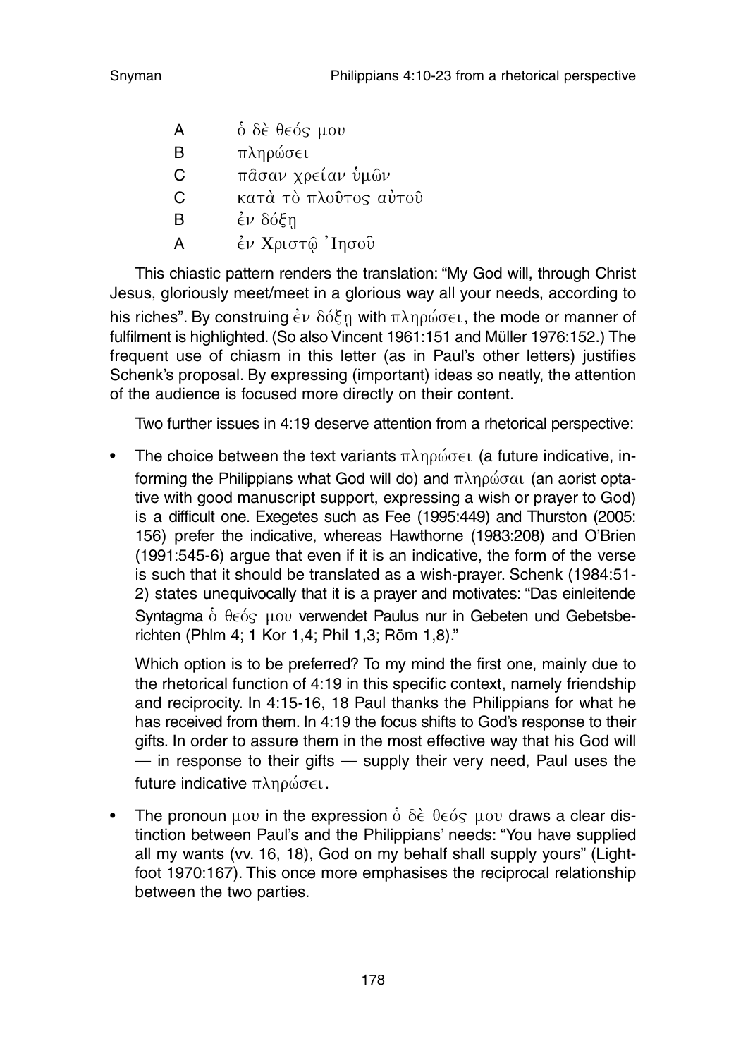| | |
|---|---|
| A | ὁ δὲ θεός μου |
| B | πληρώσει |
| C | πᾶσαν χρείαν ὑμῶν |
| C | κατὰ τὸ πλοῦτος αὐτοῦ |
| B | ἐν δόξῃ |
| A | ἐν Χριστῷ Ἰησοῦ |

This chiastic pattern renders the translation: "My God will, through Christ Jesus, gloriously meet/meet in a glorious way all your needs, according to his riches". By construing ἐν δόξῃ with πληρώσει, the mode or manner of fulfilment is highlighted. (So also Vincent 1961:151 and Müller 1976:152.) The frequent use of chiasm in this letter (as in Paul's other letters) justifies Schenk's proposal. By expressing (important) ideas so neatly, the attention of the audience is focused more directly on their content.

Two further issues in 4:19 deserve attention from a rhetorical perspective:

- The choice between the text variants πληρώσει (a future indicative, informing the Philippians what God will do) and πληρώσαι (an aorist optative with good manuscript support, expressing a wish or prayer to God) is a difficult one. Exegetes such as Fee (1995:449) and Thurston (2005: 156) prefer the indicative, whereas Hawthorne (1983:208) and O'Brien (1991:545-6) argue that even if it is an indicative, the form of the verse is such that it should be translated as a wish-prayer. Schenk (1984:51-2) states unequivocally that it is a prayer and motivates: "Das einleitende Syntagma ὁ θεός μου verwendet Paulus nur in Gebeten und Gebetsberichten (Phlm 4; 1 Kor 1,4; Phil 1,3; Röm 1,8)."

  Which option is to be preferred? To my mind the first one, mainly due to the rhetorical function of 4:19 in this specific context, namely friendship and reciprocity. In 4:15-16, 18 Paul thanks the Philippians for what he has received from them. In 4:19 the focus shifts to God's response to their gifts. In order to assure them in the most effective way that his God will — in response to their gifts — supply their very need, Paul uses the future indicative πληρώσει.

- The pronoun μου in the expression ὁ δὲ θεός μου draws a clear distinction between Paul's and the Philippians' needs: "You have supplied all my wants (vv. 16, 18), God on my behalf shall supply yours" (Lightfoot 1970:167). This once more emphasises the reciprocal relationship between the two parties.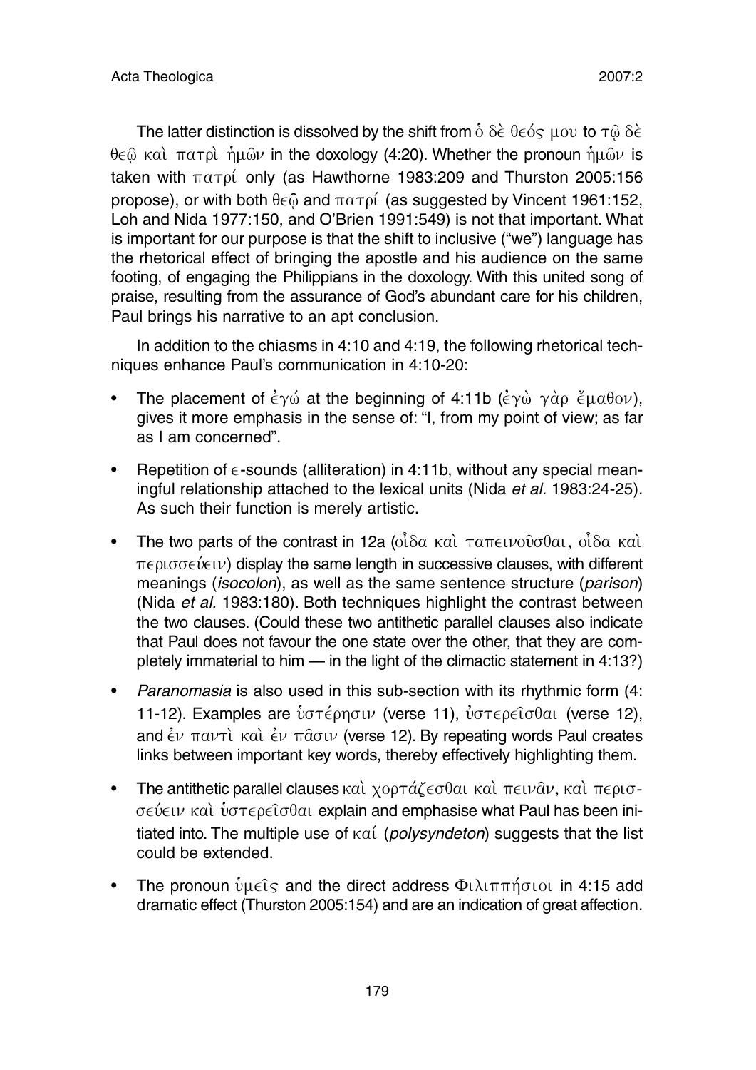The latter distinction is dissolved by the shift from ὁ δὲ θεός μου to τῷ δὲ θεῷ καὶ πατρὶ ἡμῶν in the doxology (4:20). Whether the pronoun ἡμῶν is taken with πατρί only (as Hawthorne 1983:209 and Thurston 2005:156 propose), or with both θεῷ and πατρί (as suggested by Vincent 1961:152, Loh and Nida 1977:150, and O'Brien 1991:549) is not that important. What is important for our purpose is that the shift to inclusive ("we") language has the rhetorical effect of bringing the apostle and his audience on the same footing, of engaging the Philippians in the doxology. With this united song of praise, resulting from the assurance of God's abundant care for his children, Paul brings his narrative to an apt conclusion.

In addition to the chiasms in 4:10 and 4:19, the following rhetorical techniques enhance Paul's communication in 4:10-20:

- The placement of ἐγώ at the beginning of 4:11b (ἐγὼ γὰρ ἔμαθον), gives it more emphasis in the sense of: "I, from my point of view; as far as I am concerned".
- Repetition of ϵ-sounds (alliteration) in 4:11b, without any special meaningful relationship attached to the lexical units (Nida *et al.* 1983:24-25). As such their function is merely artistic.
- The two parts of the contrast in 12a (οἶδα καὶ ταπεινοῦσθαι, οἶδα καὶ περισσεύειν) display the same length in successive clauses, with different meanings (*isocolon*), as well as the same sentence structure (*parison*) (Nida *et al.* 1983:180). Both techniques highlight the contrast between the two clauses. (Could these two antithetic parallel clauses also indicate that Paul does not favour the one state over the other, that they are completely immaterial to him — in the light of the climactic statement in 4:13?)
- *Paranomasia* is also used in this sub-section with its rhythmic form (4:11-12). Examples are ὑστέρησιν (verse 11), ὑστερεῖσθαι (verse 12), and ἐν παντὶ καὶ ἐν πᾶσιν (verse 12). By repeating words Paul creates links between important key words, thereby effectively highlighting them.
- The antithetic parallel clauses καὶ χορτάζεσθαι καὶ πεινᾶν, καὶ περισσεύειν καὶ ὑστερεῖσθαι explain and emphasise what Paul has been initiated into. The multiple use of καί (*polysyndeton*) suggests that the list could be extended.
- The pronoun ὑμεῖς and the direct address Φιλιππήσιοι in 4:15 add dramatic effect (Thurston 2005:154) and are an indication of great affection.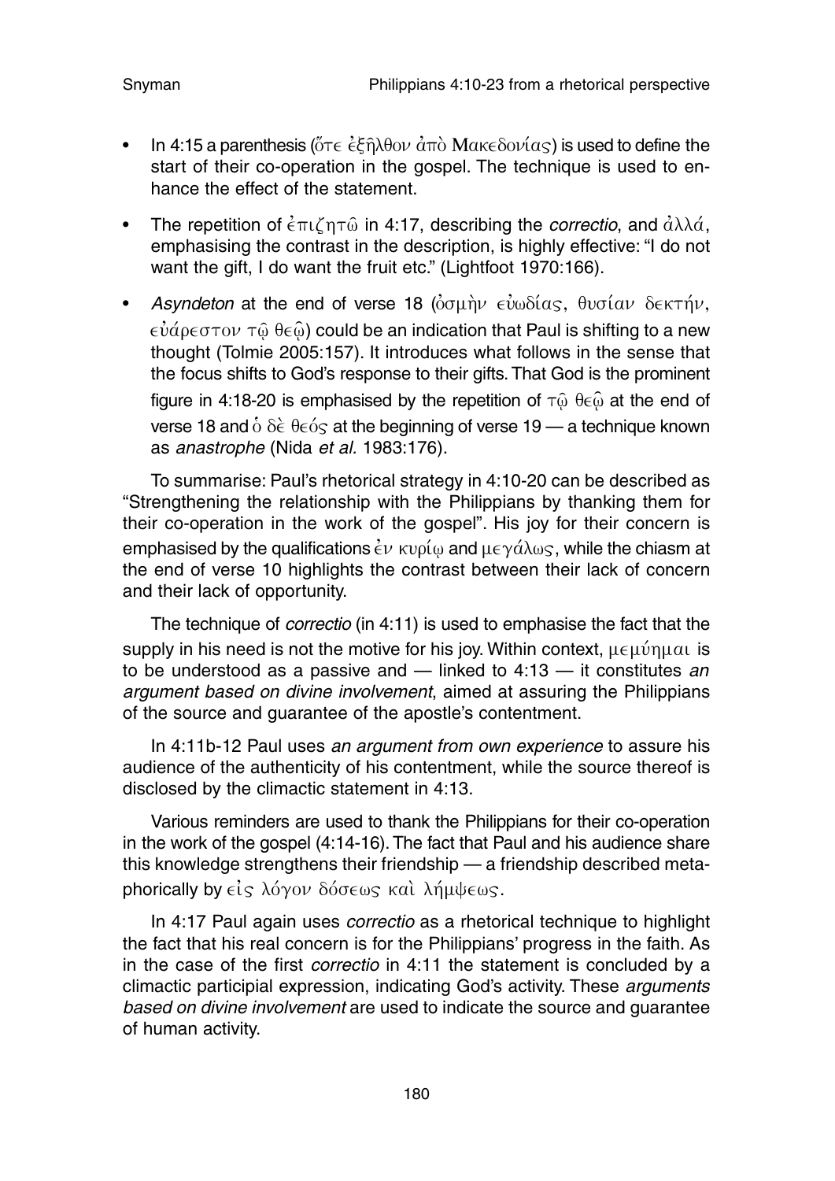- In 4:15 a parenthesis (ὅτε ἐξῆλθον ἀπὸ Μακεδονίας) is used to define the start of their co-operation in the gospel. The technique is used to enhance the effect of the statement.
- The repetition of ἐπιζητῶ in 4:17, describing the *correctio*, and ἀλλά, emphasising the contrast in the description, is highly effective: "I do not want the gift, I do want the fruit etc." (Lightfoot 1970:166).
- *Asyndeton* at the end of verse 18 (ὀσμὴν εὐωδίας, θυσίαν δεκτήν, εὐάρεστον τῷ θεῷ) could be an indication that Paul is shifting to a new thought (Tolmie 2005:157). It introduces what follows in the sense that the focus shifts to God's response to their gifts. That God is the prominent figure in 4:18-20 is emphasised by the repetition of τῷ θεῷ at the end of verse 18 and ὁ δὲ θεός at the beginning of verse 19 — a technique known as *anastrophe* (Nida *et al.* 1983:176).

To summarise: Paul's rhetorical strategy in 4:10-20 can be described as "Strengthening the relationship with the Philippians by thanking them for their co-operation in the work of the gospel". His joy for their concern is emphasised by the qualifications ἐν κυρίῳ and μεγάλως, while the chiasm at the end of verse 10 highlights the contrast between their lack of concern and their lack of opportunity.

The technique of *correctio* (in 4:11) is used to emphasise the fact that the supply in his need is not the motive for his joy. Within context, μεμύημαι is to be understood as a passive and — linked to 4:13 — it constitutes *an argument based on divine involvement*, aimed at assuring the Philippians of the source and guarantee of the apostle's contentment.

In 4:11b-12 Paul uses *an argument from own experience* to assure his audience of the authenticity of his contentment, while the source thereof is disclosed by the climactic statement in 4:13.

Various reminders are used to thank the Philippians for their co-operation in the work of the gospel (4:14-16). The fact that Paul and his audience share this knowledge strengthens their friendship — a friendship described metaphorically by εἰς λόγον δόσεως καὶ λήμψεως.

In 4:17 Paul again uses *correctio* as a rhetorical technique to highlight the fact that his real concern is for the Philippians' progress in the faith. As in the case of the first *correctio* in 4:11 the statement is concluded by a climactic participial expression, indicating God's activity. These *arguments based on divine involvement* are used to indicate the source and guarantee of human activity.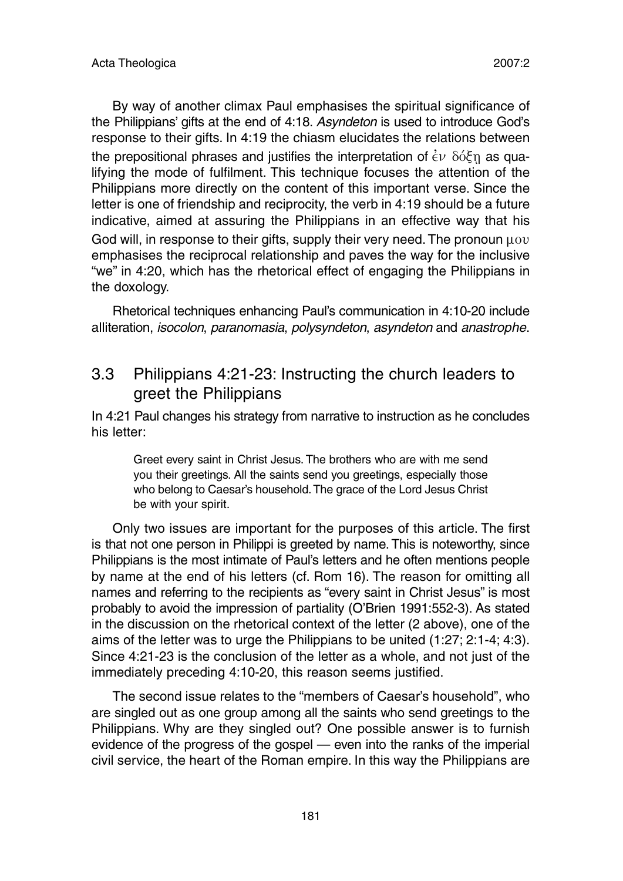By way of another climax Paul emphasises the spiritual significance of the Philippians' gifts at the end of 4:18. *Asyndeton* is used to introduce God's response to their gifts. In 4:19 the chiasm elucidates the relations between the prepositional phrases and justifies the interpretation of ἐν δόξῃ as qualifying the mode of fulfilment. This technique focuses the attention of the Philippians more directly on the content of this important verse. Since the letter is one of friendship and reciprocity, the verb in 4:19 should be a future indicative, aimed at assuring the Philippians in an effective way that his God will, in response to their gifts, supply their very need. The pronoun μου emphasises the reciprocal relationship and paves the way for the inclusive "we" in 4:20, which has the rhetorical effect of engaging the Philippians in the doxology.

Rhetorical techniques enhancing Paul's communication in 4:10-20 include alliteration, *isocolon*, *paranomasia*, *polysyndeton*, *asyndeton* and *anastrophe*.

## 3.3 Philippians 4:21-23: Instructing the church leaders to greet the Philippians

In 4:21 Paul changes his strategy from narrative to instruction as he concludes his letter:

> Greet every saint in Christ Jesus. The brothers who are with me send you their greetings. All the saints send you greetings, especially those who belong to Caesar's household. The grace of the Lord Jesus Christ be with your spirit.

Only two issues are important for the purposes of this article. The first is that not one person in Philippi is greeted by name. This is noteworthy, since Philippians is the most intimate of Paul's letters and he often mentions people by name at the end of his letters (cf. Rom 16). The reason for omitting all names and referring to the recipients as "every saint in Christ Jesus" is most probably to avoid the impression of partiality (O'Brien 1991:552-3). As stated in the discussion on the rhetorical context of the letter (2 above), one of the aims of the letter was to urge the Philippians to be united (1:27; 2:1-4; 4:3). Since 4:21-23 is the conclusion of the letter as a whole, and not just of the immediately preceding 4:10-20, this reason seems justified.

The second issue relates to the "members of Caesar's household", who are singled out as one group among all the saints who send greetings to the Philippians. Why are they singled out? One possible answer is to furnish evidence of the progress of the gospel — even into the ranks of the imperial civil service, the heart of the Roman empire. In this way the Philippians are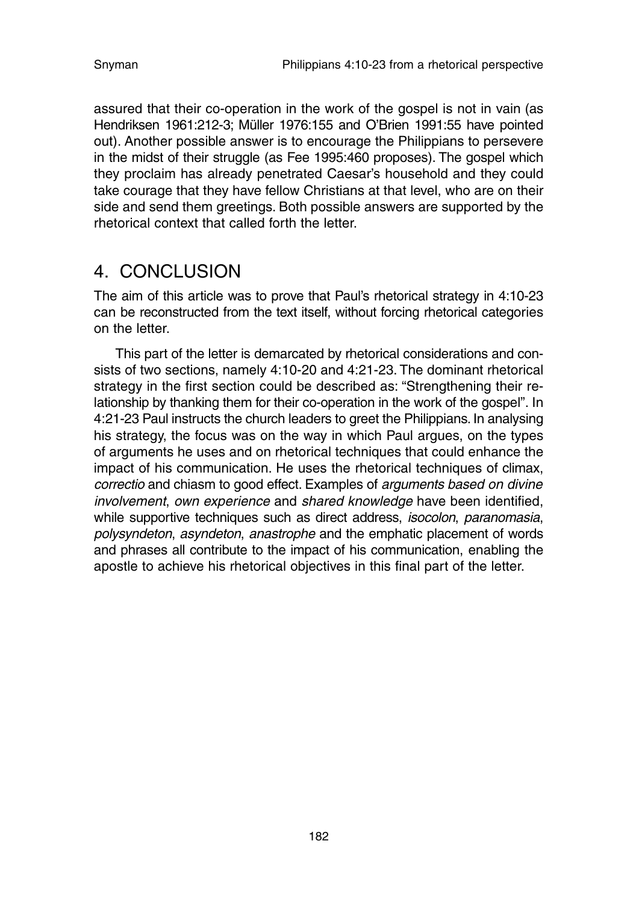assured that their co-operation in the work of the gospel is not in vain (as Hendriksen 1961:212-3; Müller 1976:155 and O'Brien 1991:55 have pointed out). Another possible answer is to encourage the Philippians to persevere in the midst of their struggle (as Fee 1995:460 proposes). The gospel which they proclaim has already penetrated Caesar's household and they could take courage that they have fellow Christians at that level, who are on their side and send them greetings. Both possible answers are supported by the rhetorical context that called forth the letter.

## 4. CONCLUSION

The aim of this article was to prove that Paul's rhetorical strategy in 4:10-23 can be reconstructed from the text itself, without forcing rhetorical categories on the letter.

This part of the letter is demarcated by rhetorical considerations and consists of two sections, namely 4:10-20 and 4:21-23. The dominant rhetorical strategy in the first section could be described as: "Strengthening their relationship by thanking them for their co-operation in the work of the gospel". In 4:21-23 Paul instructs the church leaders to greet the Philippians. In analysing his strategy, the focus was on the way in which Paul argues, on the types of arguments he uses and on rhetorical techniques that could enhance the impact of his communication. He uses the rhetorical techniques of climax, *correctio* and chiasm to good effect. Examples of *arguments based on divine involvement*, *own experience* and *shared knowledge* have been identified, while supportive techniques such as direct address, *isocolon*, *paranomasia*, *polysyndeton*, *asyndeton*, *anastrophe* and the emphatic placement of words and phrases all contribute to the impact of his communication, enabling the apostle to achieve his rhetorical objectives in this final part of the letter.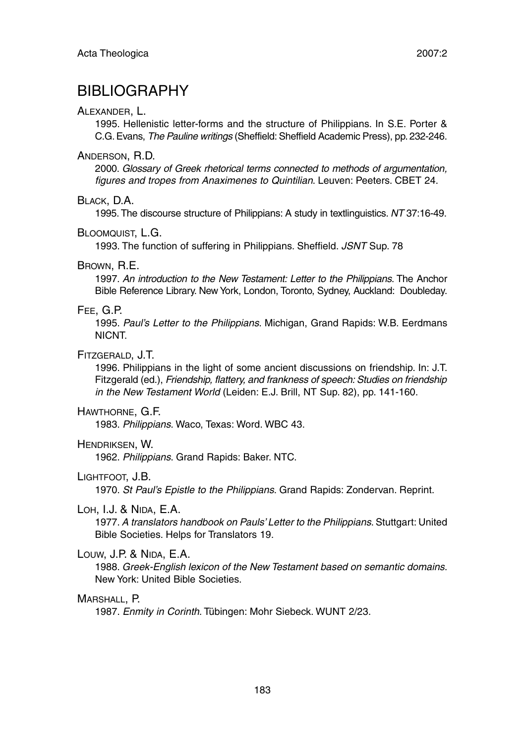## BIBLIOGRAPHY

ALEXANDER, L.

1995. Hellenistic letter-forms and the structure of Philippians. In S.E. Porter & C.G. Evans, *The Pauline writings* (Sheffield: Sheffield Academic Press), pp. 232-246.

ANDERSON, R.D.

2000. *Glossary of Greek rhetorical terms connected to methods of argumentation, figures and tropes from Anaximenes to Quintilian*. Leuven: Peeters. CBET 24.

BLACK, D.A.

1995. The discourse structure of Philippians: A study in textlinguistics. *NT* 37:16-49.

BLOOMQUIST, L.G.

1993. The function of suffering in Philippians. Sheffield. *JSNT* Sup. 78

BROWN, R.E.

1997. *An introduction to the New Testament: Letter to the Philippians*. The Anchor Bible Reference Library. New York, London, Toronto, Sydney, Auckland: Doubleday.

FEE, G.P.

1995. *Paul's Letter to the Philippians*. Michigan, Grand Rapids: W.B. Eerdmans NICNT.

FITZGERALD, J.T.

1996. Philippians in the light of some ancient discussions on friendship. In: J.T. Fitzgerald (ed.), *Friendship, flattery, and frankness of speech: Studies on friendship in the New Testament World* (Leiden: E.J. Brill, NT Sup. 82), pp. 141-160.

HAWTHORNE, G.F.

1983. *Philippians*. Waco, Texas: Word. WBC 43.

HENDRIKSEN, W.

1962. *Philippians*. Grand Rapids: Baker. NTC.

LIGHTFOOT, J.B.

1970. *St Paul's Epistle to the Philippians*. Grand Rapids: Zondervan. Reprint.

LOH, I.J. & NIDA, E.A.

1977. *A translators handbook on Pauls' Letter to the Philippians*. Stuttgart: United Bible Societies. Helps for Translators 19.

LOUW, J.P. & NIDA, E.A.

1988. *Greek-English lexicon of the New Testament based on semantic domains*. New York: United Bible Societies.

MARSHALL, P.

1987. *Enmity in Corinth*. Tübingen: Mohr Siebeck. WUNT 2/23.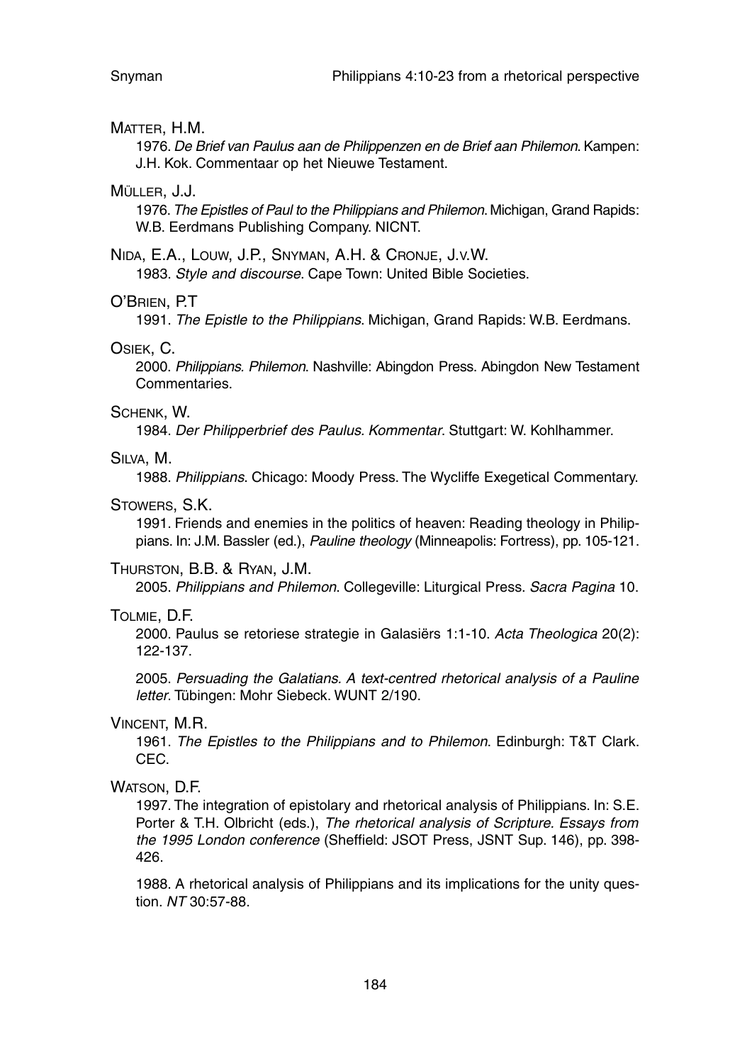MATTER, H.M.

1976. *De Brief van Paulus aan de Philippenzen en de Brief aan Philemon*. Kampen: J.H. Kok. Commentaar op het Nieuwe Testament.

MÜLLER, J.J.

1976. *The Epistles of Paul to the Philippians and Philemon*. Michigan, Grand Rapids: W.B. Eerdmans Publishing Company. NICNT.

NIDA, E.A., LOUW, J.P., SNYMAN, A.H. & CRONJE, J.V.W.

1983. *Style and discourse*. Cape Town: United Bible Societies.

O'BRIEN, P.T

1991. *The Epistle to the Philippians*. Michigan, Grand Rapids: W.B. Eerdmans.

OSIEK, C.

2000. *Philippians. Philemon*. Nashville: Abingdon Press. Abingdon New Testament Commentaries.

SCHENK, W.

1984. *Der Philipperbrief des Paulus. Kommentar*. Stuttgart: W. Kohlhammer.

SILVA, M.

1988. *Philippians*. Chicago: Moody Press. The Wycliffe Exegetical Commentary.

STOWERS, S.K.

1991. Friends and enemies in the politics of heaven: Reading theology in Philippians. In: J.M. Bassler (ed.), *Pauline theology* (Minneapolis: Fortress), pp. 105-121.

THURSTON, B.B. & RYAN, J.M.

2005. *Philippians and Philemon*. Collegeville: Liturgical Press. *Sacra Pagina* 10.

TOLMIE, D.F.

2000. Paulus se retoriese strategie in Galasiërs 1:1-10. *Acta Theologica* 20(2): 122-137.

2005. *Persuading the Galatians. A text-centred rhetorical analysis of a Pauline letter*. Tübingen: Mohr Siebeck. WUNT 2/190.

VINCENT, M.R.

1961. *The Epistles to the Philippians and to Philemon*. Edinburgh: T&T Clark. CEC.

WATSON, D.F.

1997. The integration of epistolary and rhetorical analysis of Philippians. In: S.E. Porter & T.H. Olbricht (eds.), *The rhetorical analysis of Scripture. Essays from the 1995 London conference* (Sheffield: JSOT Press, JSNT Sup. 146), pp. 398-426.

1988. A rhetorical analysis of Philippians and its implications for the unity question. *NT* 30:57-88.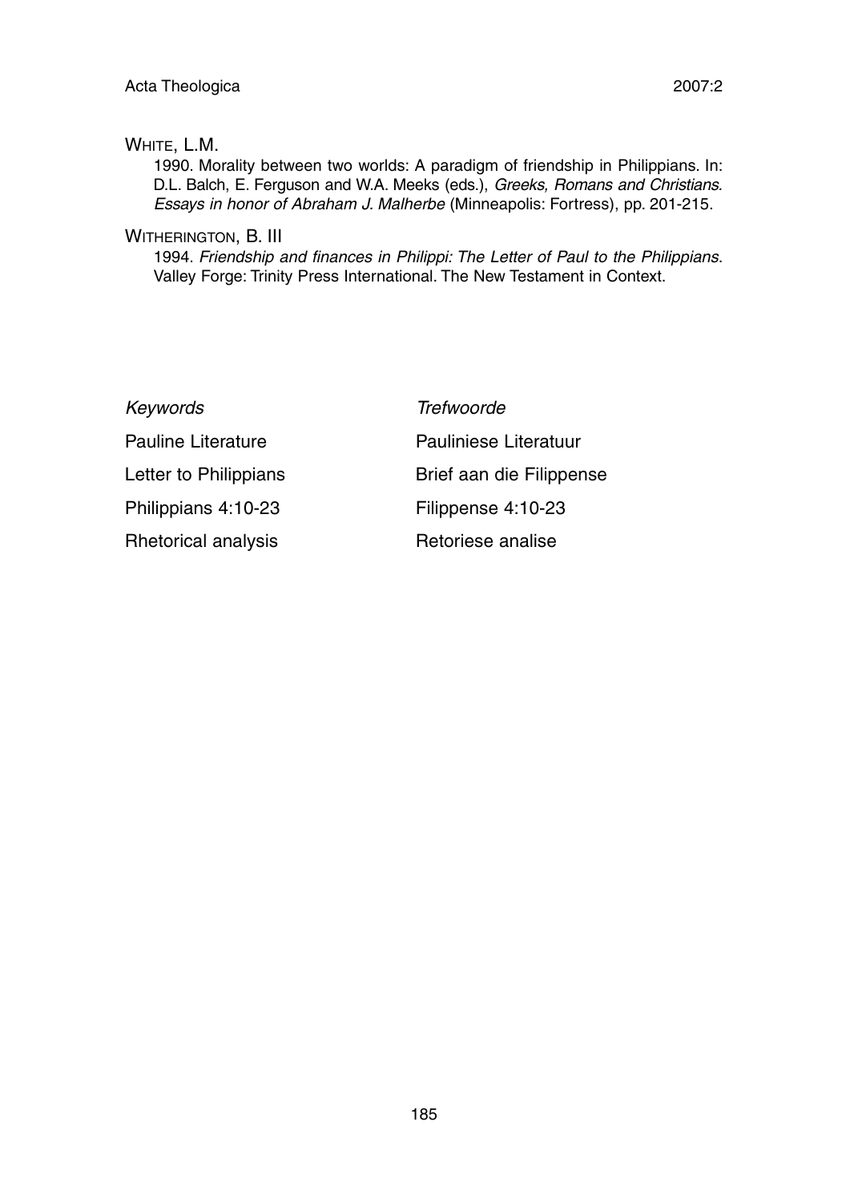WHITE, L.M.

1990. Morality between two worlds: A paradigm of friendship in Philippians. In: D.L. Balch, E. Ferguson and W.A. Meeks (eds.), *Greeks, Romans and Christians. Essays in honor of Abraham J. Malherbe* (Minneapolis: Fortress), pp. 201-215.

WITHERINGTON, B. III

1994. *Friendship and finances in Philippi: The Letter of Paul to the Philippians*. Valley Forge: Trinity Press International. The New Testament in Context.

| *Keywords* | *Trefwoorde* |
| --- | --- |
| Pauline Literature | Pauliniese Literatuur |
| Letter to Philippians | Brief aan die Filippense |
| Philippians 4:10-23 | Filippense 4:10-23 |
| Rhetorical analysis | Retoriese analise |